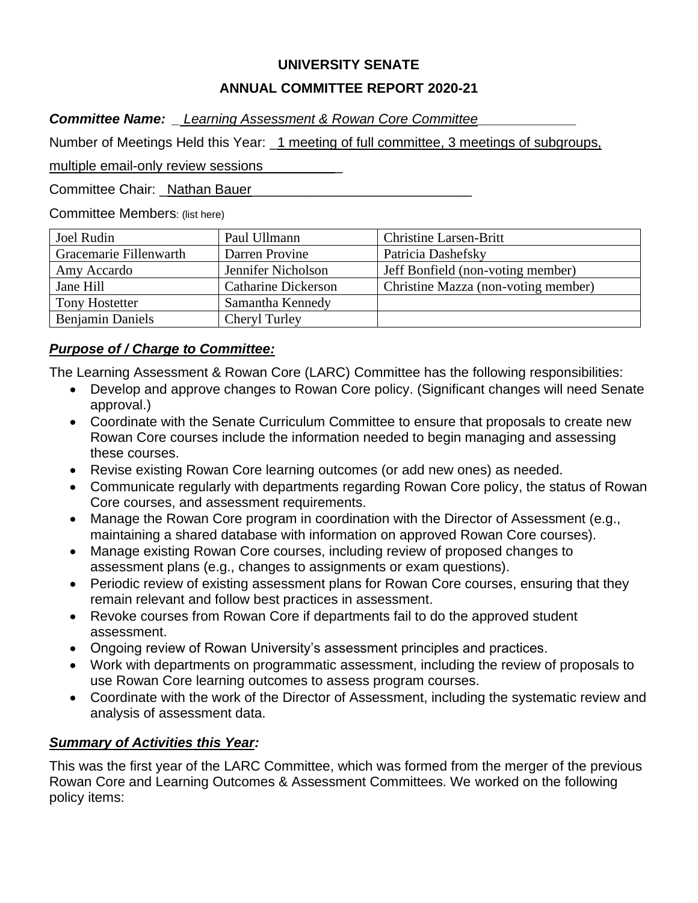**UNIVERSITY SENATE**

**ANNUAL COMMITTEE REPORT 2020-21**

***Committee Name:*** *Learning Assessment & Rowan Core Committee*

Number of Meetings Held this Year: 1 meeting of full committee, 3 meetings of subgroups, multiple email-only review sessions

Committee Chair: Nathan Bauer

Committee Members: (list here)

| Joel Rudin | Paul Ullmann | Christine Larsen-Britt |
|---|---|---|
| Gracemarie Fillenwarth | Darren Provine | Patricia Dashefsky |
| Amy Accardo | Jennifer Nicholson | Jeff Bonfield (non-voting member) |
| Jane Hill | Catharine Dickerson | Christine Mazza (non-voting member) |
| Tony Hostetter | Samantha Kennedy | |
| Benjamin Daniels | Cheryl Turley | |

***Purpose of / Charge to Committee:***

The Learning Assessment & Rowan Core (LARC) Committee has the following responsibilities:

- Develop and approve changes to Rowan Core policy. (Significant changes will need Senate approval.)
- Coordinate with the Senate Curriculum Committee to ensure that proposals to create new Rowan Core courses include the information needed to begin managing and assessing these courses.
- Revise existing Rowan Core learning outcomes (or add new ones) as needed.
- Communicate regularly with departments regarding Rowan Core policy, the status of Rowan Core courses, and assessment requirements.
- Manage the Rowan Core program in coordination with the Director of Assessment (e.g., maintaining a shared database with information on approved Rowan Core courses).
- Manage existing Rowan Core courses, including review of proposed changes to assessment plans (e.g., changes to assignments or exam questions).
- Periodic review of existing assessment plans for Rowan Core courses, ensuring that they remain relevant and follow best practices in assessment.
- Revoke courses from Rowan Core if departments fail to do the approved student assessment.
- Ongoing review of Rowan University's assessment principles and practices.
- Work with departments on programmatic assessment, including the review of proposals to use Rowan Core learning outcomes to assess program courses.
- Coordinate with the work of the Director of Assessment, including the systematic review and analysis of assessment data.

***Summary of Activities this Year:***

This was the first year of the LARC Committee, which was formed from the merger of the previous Rowan Core and Learning Outcomes & Assessment Committees. We worked on the following policy items: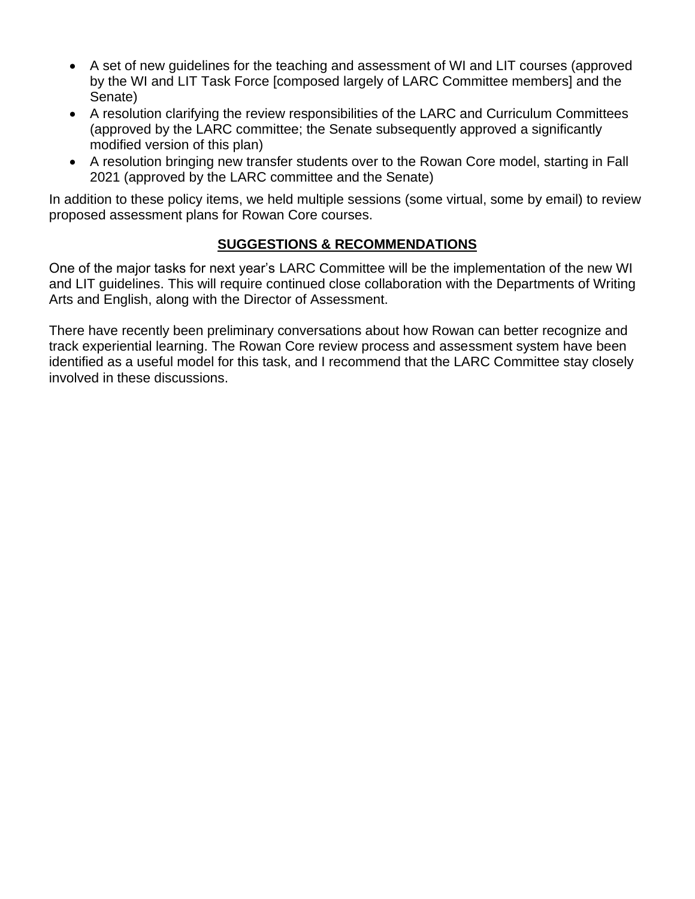- A set of new guidelines for the teaching and assessment of WI and LIT courses (approved by the WI and LIT Task Force [composed largely of LARC Committee members] and the Senate)
- A resolution clarifying the review responsibilities of the LARC and Curriculum Committees (approved by the LARC committee; the Senate subsequently approved a significantly modified version of this plan)
- A resolution bringing new transfer students over to the Rowan Core model, starting in Fall 2021 (approved by the LARC committee and the Senate)

In addition to these policy items, we held multiple sessions (some virtual, some by email) to review proposed assessment plans for Rowan Core courses.

## SUGGESTIONS & RECOMMENDATIONS

One of the major tasks for next year's LARC Committee will be the implementation of the new WI and LIT guidelines. This will require continued close collaboration with the Departments of Writing Arts and English, along with the Director of Assessment.

There have recently been preliminary conversations about how Rowan can better recognize and track experiential learning. The Rowan Core review process and assessment system have been identified as a useful model for this task, and I recommend that the LARC Committee stay closely involved in these discussions.